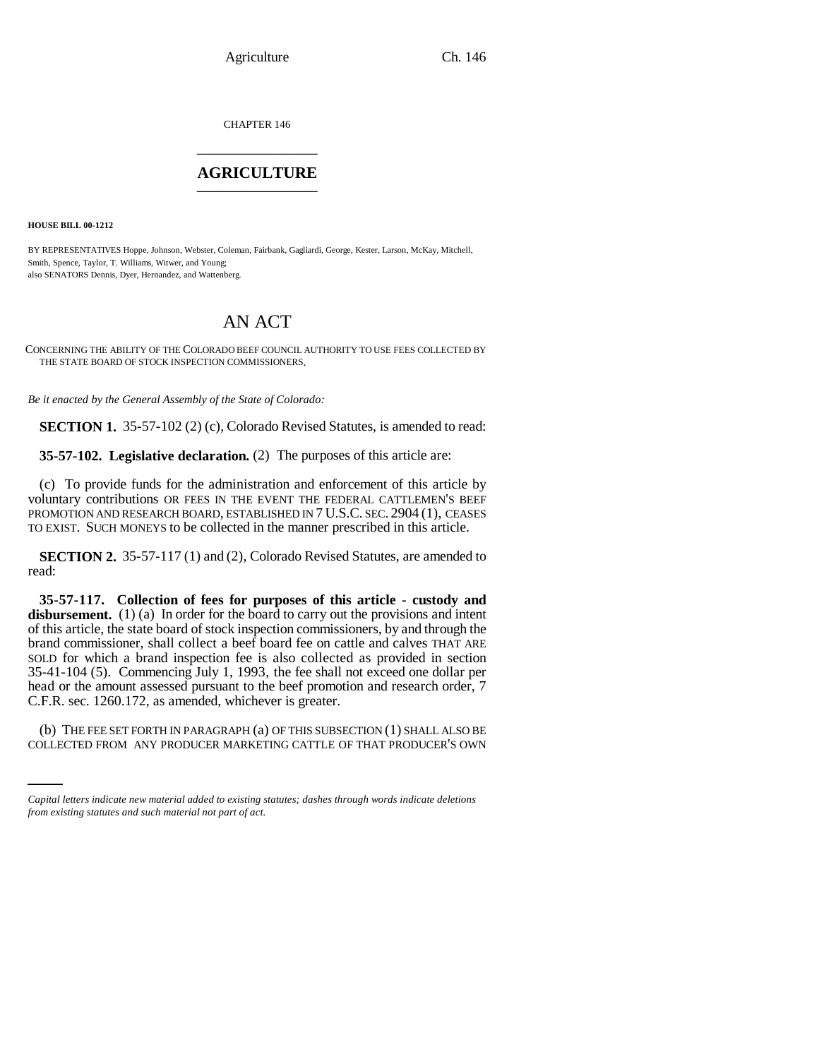CHAPTER 146

# AGRICULTURE

**HOUSE BILL 00-1212**

BY REPRESENTATIVES Hoppe, Johnson, Webster, Coleman, Fairbank, Gagliardi, George, Kester, Larson, McKay, Mitchell, Smith, Spence, Taylor, T. Williams, Witwer, and Young;
also SENATORS Dennis, Dyer, Hernandez, and Wattenberg.

# AN ACT

CONCERNING THE ABILITY OF THE COLORADO BEEF COUNCIL AUTHORITY TO USE FEES COLLECTED BY THE STATE BOARD OF STOCK INSPECTION COMMISSIONERS.

*Be it enacted by the General Assembly of the State of Colorado:*

**SECTION 1.** 35-57-102 (2) (c), Colorado Revised Statutes, is amended to read:

**35-57-102. Legislative declaration.** (2) The purposes of this article are:

(c) To provide funds for the administration and enforcement of this article by voluntary contributions OR FEES IN THE EVENT THE FEDERAL CATTLEMEN'S BEEF PROMOTION AND RESEARCH BOARD, ESTABLISHED IN 7 U.S.C. SEC. 2904 (1), CEASES TO EXIST. SUCH MONEYS to be collected in the manner prescribed in this article.

**SECTION 2.** 35-57-117 (1) and (2), Colorado Revised Statutes, are amended to read:

**35-57-117. Collection of fees for purposes of this article - custody and disbursement.** (1) (a) In order for the board to carry out the provisions and intent of this article, the state board of stock inspection commissioners, by and through the brand commissioner, shall collect a beef board fee on cattle and calves THAT ARE SOLD for which a brand inspection fee is also collected as provided in section 35-41-104 (5). Commencing July 1, 1993, the fee shall not exceed one dollar per head or the amount assessed pursuant to the beef promotion and research order, 7 C.F.R. sec. 1260.172, as amended, whichever is greater.

(b) THE FEE SET FORTH IN PARAGRAPH (a) OF THIS SUBSECTION (1) SHALL ALSO BE COLLECTED FROM ANY PRODUCER MARKETING CATTLE OF THAT PRODUCER'S OWN

*Capital letters indicate new material added to existing statutes; dashes through words indicate deletions from existing statutes and such material not part of act.*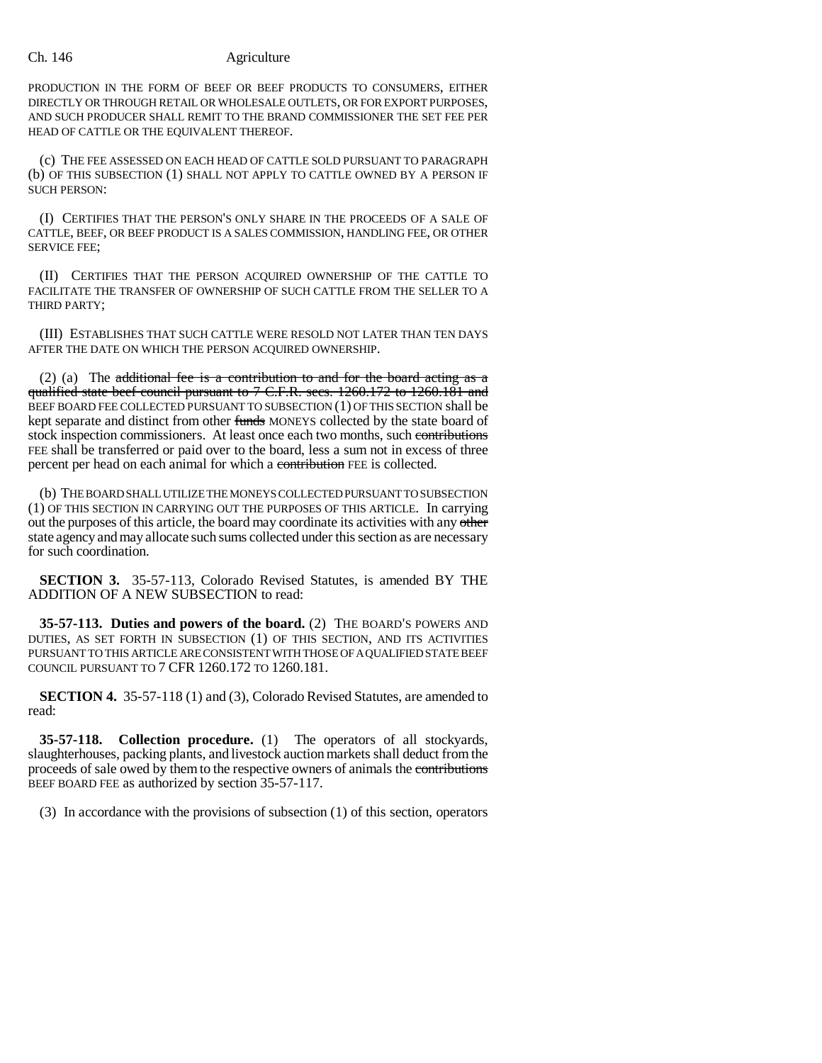PRODUCTION IN THE FORM OF BEEF OR BEEF PRODUCTS TO CONSUMERS, EITHER DIRECTLY OR THROUGH RETAIL OR WHOLESALE OUTLETS, OR FOR EXPORT PURPOSES, AND SUCH PRODUCER SHALL REMIT TO THE BRAND COMMISSIONER THE SET FEE PER HEAD OF CATTLE OR THE EQUIVALENT THEREOF.

(c) THE FEE ASSESSED ON EACH HEAD OF CATTLE SOLD PURSUANT TO PARAGRAPH (b) OF THIS SUBSECTION (1) SHALL NOT APPLY TO CATTLE OWNED BY A PERSON IF SUCH PERSON:

(I) CERTIFIES THAT THE PERSON'S ONLY SHARE IN THE PROCEEDS OF A SALE OF CATTLE, BEEF, OR BEEF PRODUCT IS A SALES COMMISSION, HANDLING FEE, OR OTHER SERVICE FEE;

(II) CERTIFIES THAT THE PERSON ACQUIRED OWNERSHIP OF THE CATTLE TO FACILITATE THE TRANSFER OF OWNERSHIP OF SUCH CATTLE FROM THE SELLER TO A THIRD PARTY;

(III) ESTABLISHES THAT SUCH CATTLE WERE RESOLD NOT LATER THAN TEN DAYS AFTER THE DATE ON WHICH THE PERSON ACQUIRED OWNERSHIP.

(2) (a) The ~~additional fee is a contribution to and for the board acting as a qualified state beef council pursuant to 7 C.F.R. secs. 1260.172 to 1260.181 and~~ BEEF BOARD FEE COLLECTED PURSUANT TO SUBSECTION (1) OF THIS SECTION shall be kept separate and distinct from other ~~funds~~ MONEYS collected by the state board of stock inspection commissioners. At least once each two months, such ~~contributions~~ FEE shall be transferred or paid over to the board, less a sum not in excess of three percent per head on each animal for which a ~~contribution~~ FEE is collected.

(b) THE BOARD SHALL UTILIZE THE MONEYS COLLECTED PURSUANT TO SUBSECTION (1) OF THIS SECTION IN CARRYING OUT THE PURPOSES OF THIS ARTICLE. In carrying out the purposes of this article, the board may coordinate its activities with any ~~other~~ state agency and may allocate such sums collected under this section as are necessary for such coordination.

**SECTION 3.** 35-57-113, Colorado Revised Statutes, is amended BY THE ADDITION OF A NEW SUBSECTION to read:

**35-57-113. Duties and powers of the board.** (2) THE BOARD'S POWERS AND DUTIES, AS SET FORTH IN SUBSECTION (1) OF THIS SECTION, AND ITS ACTIVITIES PURSUANT TO THIS ARTICLE ARE CONSISTENT WITH THOSE OF A QUALIFIED STATE BEEF COUNCIL PURSUANT TO 7 CFR 1260.172 TO 1260.181.

**SECTION 4.** 35-57-118 (1) and (3), Colorado Revised Statutes, are amended to read:

**35-57-118. Collection procedure.** (1) The operators of all stockyards, slaughterhouses, packing plants, and livestock auction markets shall deduct from the proceeds of sale owed by them to the respective owners of animals the ~~contributions~~ BEEF BOARD FEE as authorized by section 35-57-117.

(3) In accordance with the provisions of subsection (1) of this section, operators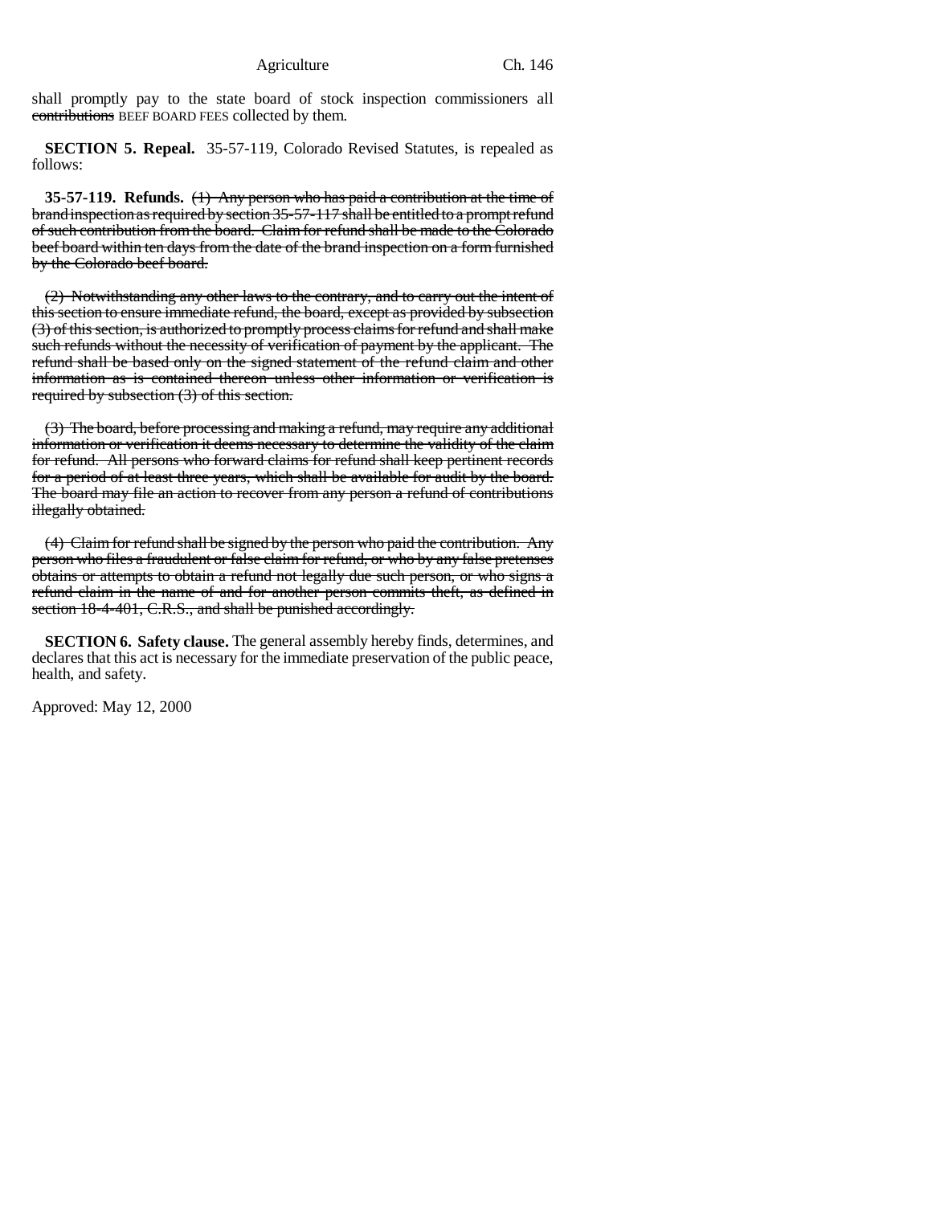shall promptly pay to the state board of stock inspection commissioners all ~~contributions~~ BEEF BOARD FEES collected by them.

**SECTION 5. Repeal.** 35-57-119, Colorado Revised Statutes, is repealed as follows:

**35-57-119. Refunds.** ~~(1) Any person who has paid a contribution at the time of brand inspection as required by section 35-57-117 shall be entitled to a prompt refund of such contribution from the board. Claim for refund shall be made to the Colorado beef board within ten days from the date of the brand inspection on a form furnished by the Colorado beef board.~~

~~(2) Notwithstanding any other laws to the contrary, and to carry out the intent of this section to ensure immediate refund, the board, except as provided by subsection (3) of this section, is authorized to promptly process claims for refund and shall make such refunds without the necessity of verification of payment by the applicant. The refund shall be based only on the signed statement of the refund claim and other information as is contained thereon unless other information or verification is required by subsection (3) of this section.~~

~~(3) The board, before processing and making a refund, may require any additional information or verification it deems necessary to determine the validity of the claim for refund. All persons who forward claims for refund shall keep pertinent records for a period of at least three years, which shall be available for audit by the board. The board may file an action to recover from any person a refund of contributions illegally obtained.~~

~~(4) Claim for refund shall be signed by the person who paid the contribution. Any person who files a fraudulent or false claim for refund, or who by any false pretenses obtains or attempts to obtain a refund not legally due such person, or who signs a refund claim in the name of and for another person commits theft, as defined in section 18-4-401, C.R.S., and shall be punished accordingly.~~

**SECTION 6. Safety clause.** The general assembly hereby finds, determines, and declares that this act is necessary for the immediate preservation of the public peace, health, and safety.

Approved: May 12, 2000